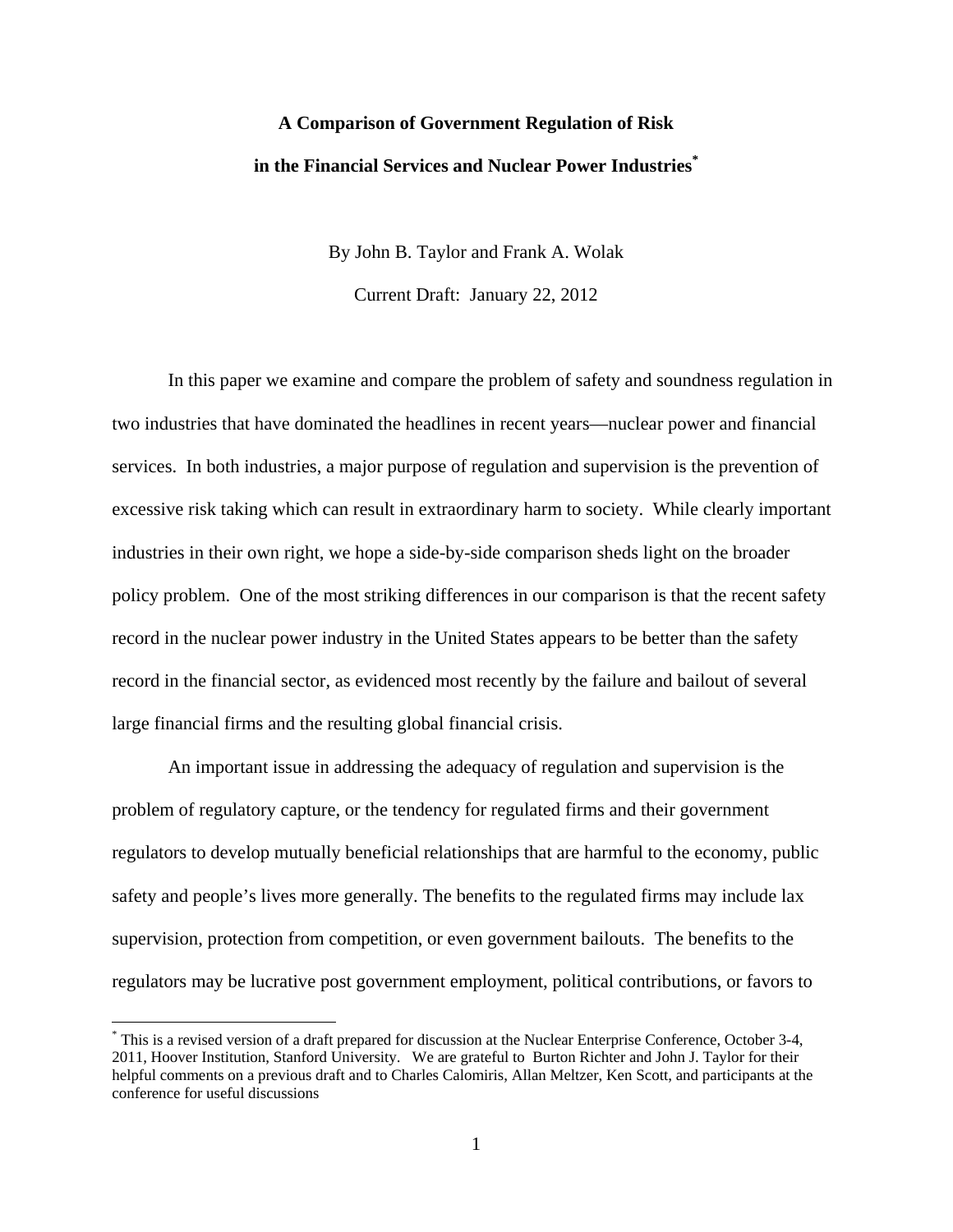# A Comparison of Government Regulation of Risk in the Financial Services and Nuclear Power Industries*

By John B. Taylor and Frank A. Wolak

Current Draft: January 22, 2012

In this paper we examine and compare the problem of safety and soundness regulation in two industries that have dominated the headlines in recent years—nuclear power and financial services. In both industries, a major purpose of regulation and supervision is the prevention of excessive risk taking which can result in extraordinary harm to society. While clearly important industries in their own right, we hope a side-by-side comparison sheds light on the broader policy problem. One of the most striking differences in our comparison is that the recent safety record in the nuclear power industry in the United States appears to be better than the safety record in the financial sector, as evidenced most recently by the failure and bailout of several large financial firms and the resulting global financial crisis.

An important issue in addressing the adequacy of regulation and supervision is the problem of regulatory capture, or the tendency for regulated firms and their government regulators to develop mutually beneficial relationships that are harmful to the economy, public safety and people's lives more generally. The benefits to the regulated firms may include lax supervision, protection from competition, or even government bailouts. The benefits to the regulators may be lucrative post government employment, political contributions, or favors to

---

* This is a revised version of a draft prepared for discussion at the Nuclear Enterprise Conference, October 3-4, 2011, Hoover Institution, Stanford University. We are grateful to Burton Richter and John J. Taylor for their helpful comments on a previous draft and to Charles Calomiris, Allan Meltzer, Ken Scott, and participants at the conference for useful discussions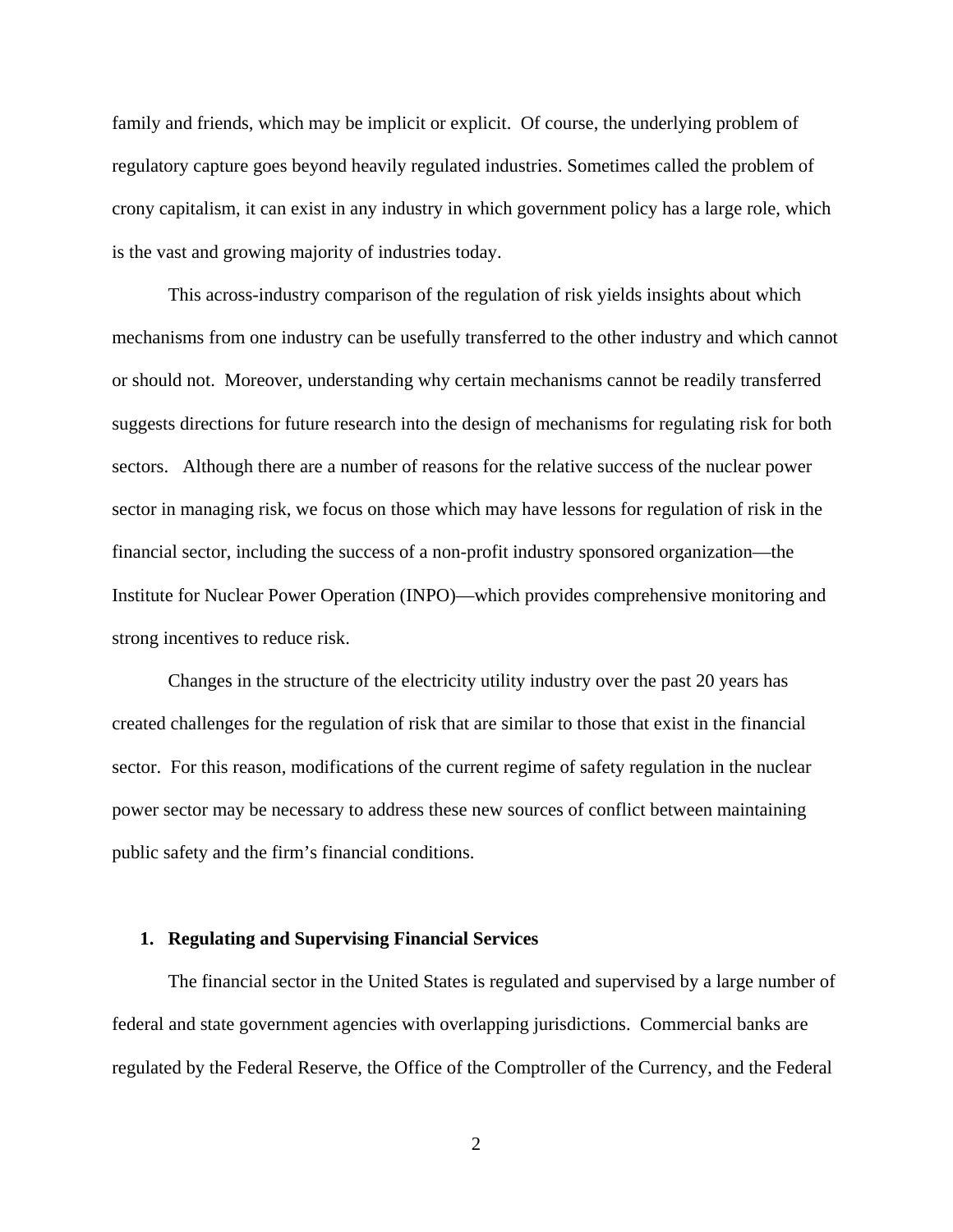family and friends, which may be implicit or explicit. Of course, the underlying problem of regulatory capture goes beyond heavily regulated industries. Sometimes called the problem of crony capitalism, it can exist in any industry in which government policy has a large role, which is the vast and growing majority of industries today.

This across-industry comparison of the regulation of risk yields insights about which mechanisms from one industry can be usefully transferred to the other industry and which cannot or should not. Moreover, understanding why certain mechanisms cannot be readily transferred suggests directions for future research into the design of mechanisms for regulating risk for both sectors. Although there are a number of reasons for the relative success of the nuclear power sector in managing risk, we focus on those which may have lessons for regulation of risk in the financial sector, including the success of a non-profit industry sponsored organization—the Institute for Nuclear Power Operation (INPO)—which provides comprehensive monitoring and strong incentives to reduce risk.

Changes in the structure of the electricity utility industry over the past 20 years has created challenges for the regulation of risk that are similar to those that exist in the financial sector. For this reason, modifications of the current regime of safety regulation in the nuclear power sector may be necessary to address these new sources of conflict between maintaining public safety and the firm's financial conditions.

## 1. Regulating and Supervising Financial Services

The financial sector in the United States is regulated and supervised by a large number of federal and state government agencies with overlapping jurisdictions. Commercial banks are regulated by the Federal Reserve, the Office of the Comptroller of the Currency, and the Federal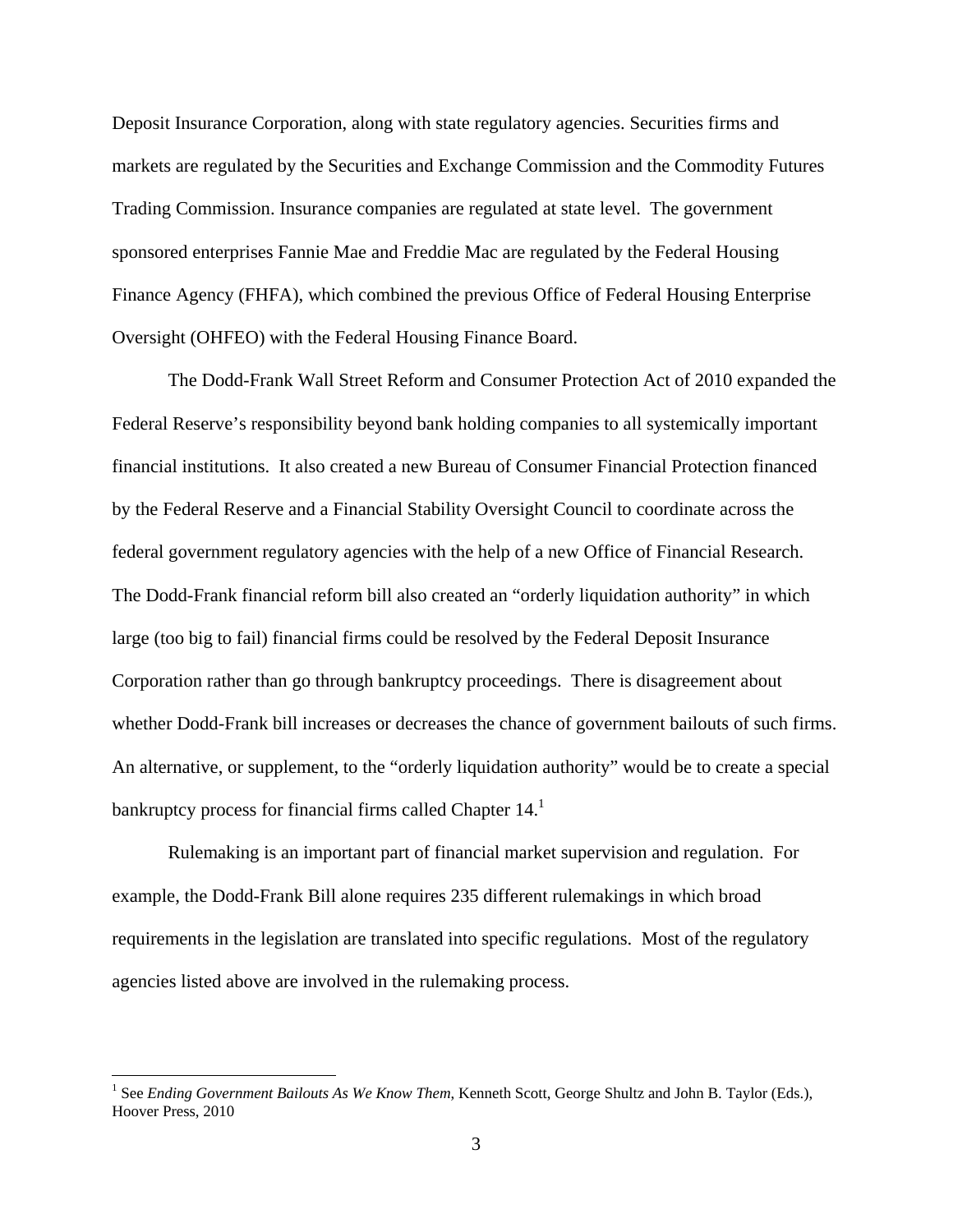Deposit Insurance Corporation, along with state regulatory agencies. Securities firms and markets are regulated by the Securities and Exchange Commission and the Commodity Futures Trading Commission. Insurance companies are regulated at state level. The government sponsored enterprises Fannie Mae and Freddie Mac are regulated by the Federal Housing Finance Agency (FHFA), which combined the previous Office of Federal Housing Enterprise Oversight (OHFEO) with the Federal Housing Finance Board.

The Dodd-Frank Wall Street Reform and Consumer Protection Act of 2010 expanded the Federal Reserve's responsibility beyond bank holding companies to all systemically important financial institutions. It also created a new Bureau of Consumer Financial Protection financed by the Federal Reserve and a Financial Stability Oversight Council to coordinate across the federal government regulatory agencies with the help of a new Office of Financial Research. The Dodd-Frank financial reform bill also created an "orderly liquidation authority" in which large (too big to fail) financial firms could be resolved by the Federal Deposit Insurance Corporation rather than go through bankruptcy proceedings. There is disagreement about whether Dodd-Frank bill increases or decreases the chance of government bailouts of such firms. An alternative, or supplement, to the "orderly liquidation authority" would be to create a special bankruptcy process for financial firms called Chapter 14.[1]

Rulemaking is an important part of financial market supervision and regulation. For example, the Dodd-Frank Bill alone requires 235 different rulemakings in which broad requirements in the legislation are translated into specific regulations. Most of the regulatory agencies listed above are involved in the rulemaking process.

---

[1] See *Ending Government Bailouts As We Know Them*, Kenneth Scott, George Shultz and John B. Taylor (Eds.), Hoover Press, 2010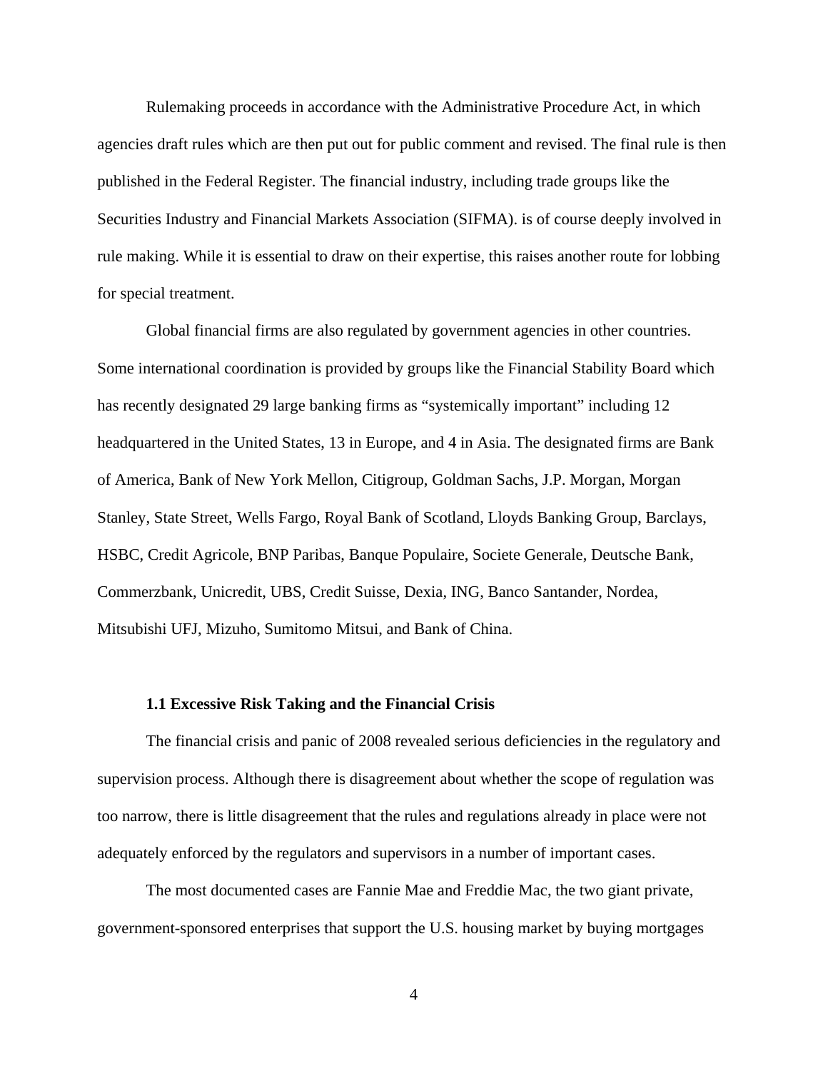Rulemaking proceeds in accordance with the Administrative Procedure Act, in which agencies draft rules which are then put out for public comment and revised. The final rule is then published in the Federal Register. The financial industry, including trade groups like the Securities Industry and Financial Markets Association (SIFMA). is of course deeply involved in rule making. While it is essential to draw on their expertise, this raises another route for lobbing for special treatment.

Global financial firms are also regulated by government agencies in other countries. Some international coordination is provided by groups like the Financial Stability Board which has recently designated 29 large banking firms as "systemically important" including 12 headquartered in the United States, 13 in Europe, and 4 in Asia. The designated firms are Bank of America, Bank of New York Mellon, Citigroup, Goldman Sachs, J.P. Morgan, Morgan Stanley, State Street, Wells Fargo, Royal Bank of Scotland, Lloyds Banking Group, Barclays, HSBC, Credit Agricole, BNP Paribas, Banque Populaire, Societe Generale, Deutsche Bank, Commerzbank, Unicredit, UBS, Credit Suisse, Dexia, ING, Banco Santander, Nordea, Mitsubishi UFJ, Mizuho, Sumitomo Mitsui, and Bank of China.

### 1.1 Excessive Risk Taking and the Financial Crisis

The financial crisis and panic of 2008 revealed serious deficiencies in the regulatory and supervision process. Although there is disagreement about whether the scope of regulation was too narrow, there is little disagreement that the rules and regulations already in place were not adequately enforced by the regulators and supervisors in a number of important cases.

The most documented cases are Fannie Mae and Freddie Mac, the two giant private, government-sponsored enterprises that support the U.S. housing market by buying mortgages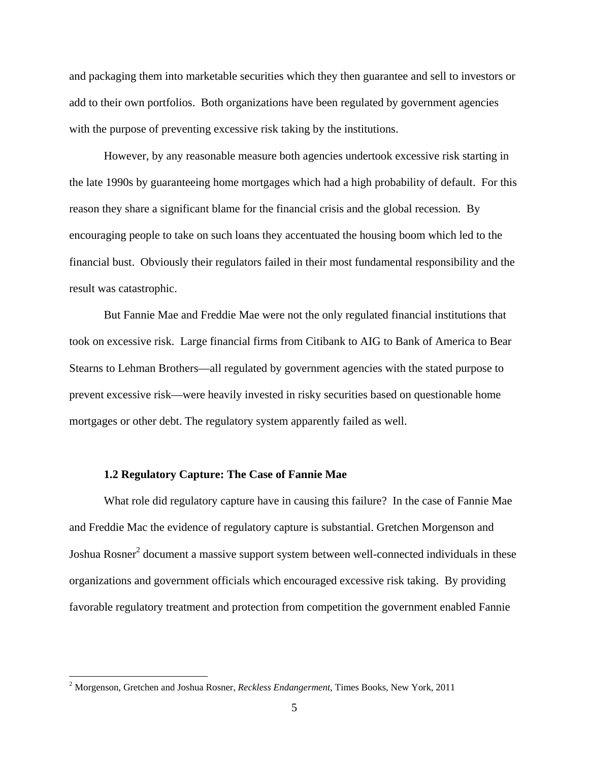and packaging them into marketable securities which they then guarantee and sell to investors or add to their own portfolios. Both organizations have been regulated by government agencies with the purpose of preventing excessive risk taking by the institutions.

However, by any reasonable measure both agencies undertook excessive risk starting in the late 1990s by guaranteeing home mortgages which had a high probability of default. For this reason they share a significant blame for the financial crisis and the global recession. By encouraging people to take on such loans they accentuated the housing boom which led to the financial bust. Obviously their regulators failed in their most fundamental responsibility and the result was catastrophic.

But Fannie Mae and Freddie Mae were not the only regulated financial institutions that took on excessive risk. Large financial firms from Citibank to AIG to Bank of America to Bear Stearns to Lehman Brothers—all regulated by government agencies with the stated purpose to prevent excessive risk—were heavily invested in risky securities based on questionable home mortgages or other debt. The regulatory system apparently failed as well.

### 1.2 Regulatory Capture: The Case of Fannie Mae

What role did regulatory capture have in causing this failure? In the case of Fannie Mae and Freddie Mac the evidence of regulatory capture is substantial. Gretchen Morgenson and Joshua Rosner[2] document a massive support system between well-connected individuals in these organizations and government officials which encouraged excessive risk taking. By providing favorable regulatory treatment and protection from competition the government enabled Fannie

[2] Morgenson, Gretchen and Joshua Rosner, *Reckless Endangerment*, Times Books, New York, 2011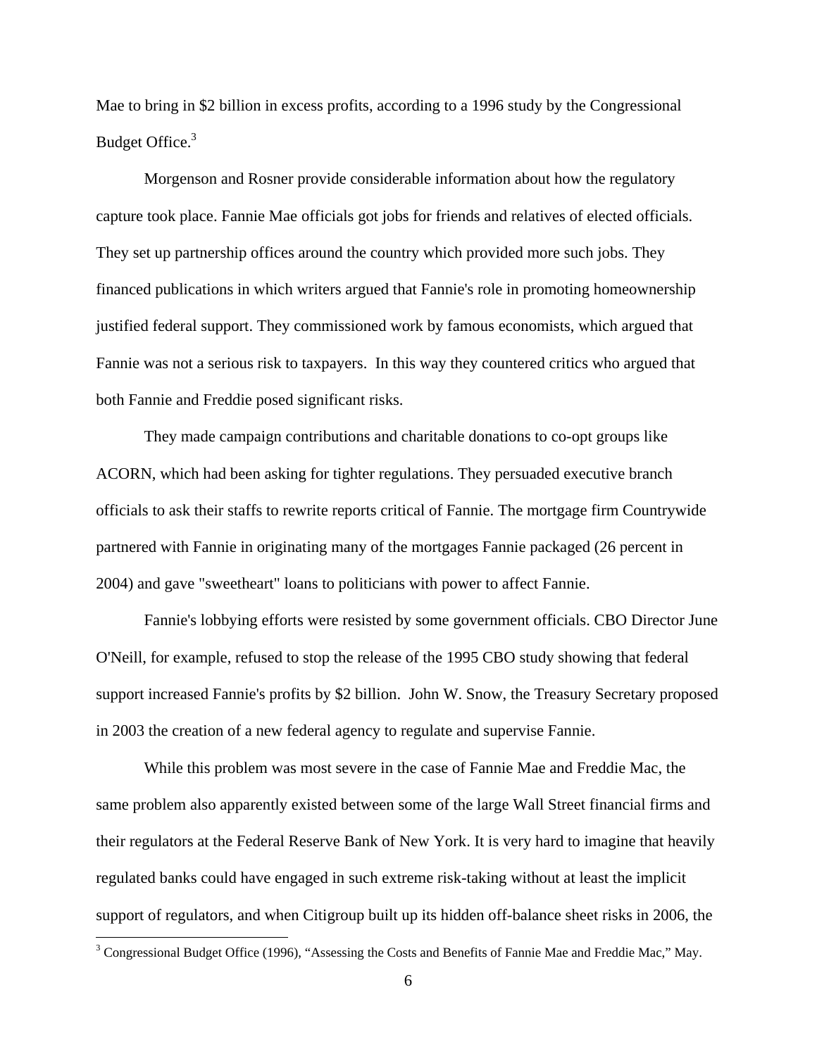Mae to bring in $2 billion in excess profits, according to a 1996 study by the Congressional Budget Office.[3]

Morgenson and Rosner provide considerable information about how the regulatory capture took place. Fannie Mae officials got jobs for friends and relatives of elected officials. They set up partnership offices around the country which provided more such jobs. They financed publications in which writers argued that Fannie's role in promoting homeownership justified federal support. They commissioned work by famous economists, which argued that Fannie was not a serious risk to taxpayers. In this way they countered critics who argued that both Fannie and Freddie posed significant risks.

They made campaign contributions and charitable donations to co-opt groups like ACORN, which had been asking for tighter regulations. They persuaded executive branch officials to ask their staffs to rewrite reports critical of Fannie. The mortgage firm Countrywide partnered with Fannie in originating many of the mortgages Fannie packaged (26 percent in 2004) and gave "sweetheart" loans to politicians with power to affect Fannie.

Fannie's lobbying efforts were resisted by some government officials. CBO Director June O'Neill, for example, refused to stop the release of the 1995 CBO study showing that federal support increased Fannie's profits by $2 billion. John W. Snow, the Treasury Secretary proposed in 2003 the creation of a new federal agency to regulate and supervise Fannie.

While this problem was most severe in the case of Fannie Mae and Freddie Mac, the same problem also apparently existed between some of the large Wall Street financial firms and their regulators at the Federal Reserve Bank of New York. It is very hard to imagine that heavily regulated banks could have engaged in such extreme risk-taking without at least the implicit support of regulators, and when Citigroup built up its hidden off-balance sheet risks in 2006, the

[3] Congressional Budget Office (1996), "Assessing the Costs and Benefits of Fannie Mae and Freddie Mac," May.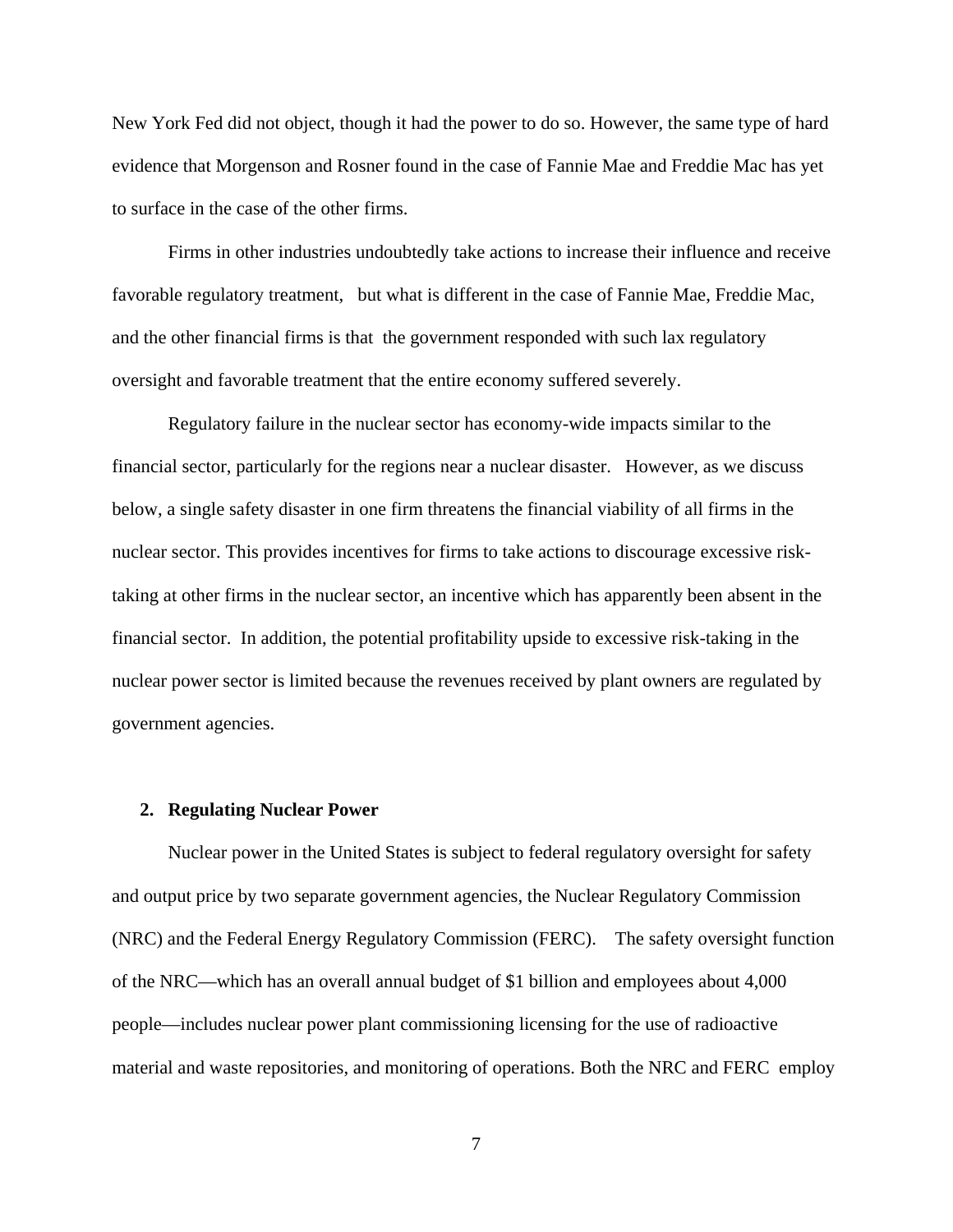New York Fed did not object, though it had the power to do so. However, the same type of hard evidence that Morgenson and Rosner found in the case of Fannie Mae and Freddie Mac has yet to surface in the case of the other firms.

Firms in other industries undoubtedly take actions to increase their influence and receive favorable regulatory treatment, but what is different in the case of Fannie Mae, Freddie Mac, and the other financial firms is that the government responded with such lax regulatory oversight and favorable treatment that the entire economy suffered severely.

Regulatory failure in the nuclear sector has economy-wide impacts similar to the financial sector, particularly for the regions near a nuclear disaster. However, as we discuss below, a single safety disaster in one firm threatens the financial viability of all firms in the nuclear sector. This provides incentives for firms to take actions to discourage excessive risk-taking at other firms in the nuclear sector, an incentive which has apparently been absent in the financial sector. In addition, the potential profitability upside to excessive risk-taking in the nuclear power sector is limited because the revenues received by plant owners are regulated by government agencies.

## 2. Regulating Nuclear Power

Nuclear power in the United States is subject to federal regulatory oversight for safety and output price by two separate government agencies, the Nuclear Regulatory Commission (NRC) and the Federal Energy Regulatory Commission (FERC). The safety oversight function of the NRC—which has an overall annual budget of $1 billion and employees about 4,000 people—includes nuclear power plant commissioning licensing for the use of radioactive material and waste repositories, and monitoring of operations. Both the NRC and FERC employ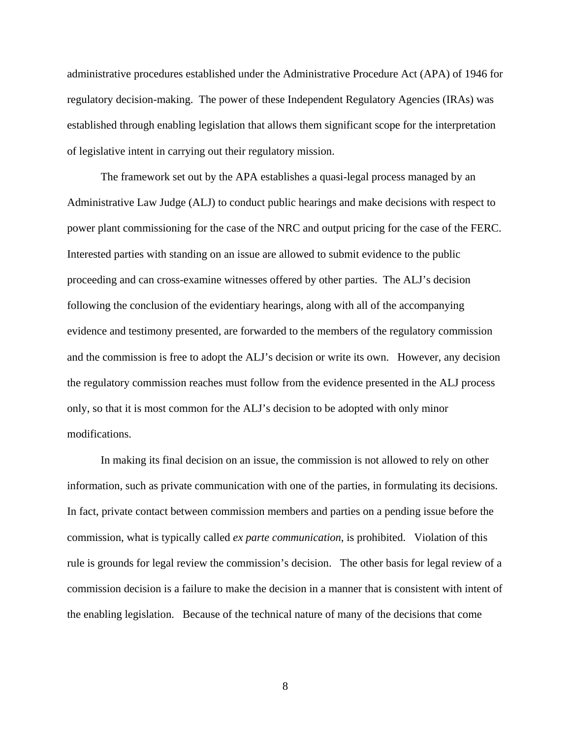administrative procedures established under the Administrative Procedure Act (APA) of 1946 for regulatory decision-making. The power of these Independent Regulatory Agencies (IRAs) was established through enabling legislation that allows them significant scope for the interpretation of legislative intent in carrying out their regulatory mission.

The framework set out by the APA establishes a quasi-legal process managed by an Administrative Law Judge (ALJ) to conduct public hearings and make decisions with respect to power plant commissioning for the case of the NRC and output pricing for the case of the FERC. Interested parties with standing on an issue are allowed to submit evidence to the public proceeding and can cross-examine witnesses offered by other parties. The ALJ's decision following the conclusion of the evidentiary hearings, along with all of the accompanying evidence and testimony presented, are forwarded to the members of the regulatory commission and the commission is free to adopt the ALJ's decision or write its own. However, any decision the regulatory commission reaches must follow from the evidence presented in the ALJ process only, so that it is most common for the ALJ's decision to be adopted with only minor modifications.

In making its final decision on an issue, the commission is not allowed to rely on other information, such as private communication with one of the parties, in formulating its decisions. In fact, private contact between commission members and parties on a pending issue before the commission, what is typically called *ex parte communication*, is prohibited. Violation of this rule is grounds for legal review the commission's decision. The other basis for legal review of a commission decision is a failure to make the decision in a manner that is consistent with intent of the enabling legislation. Because of the technical nature of many of the decisions that come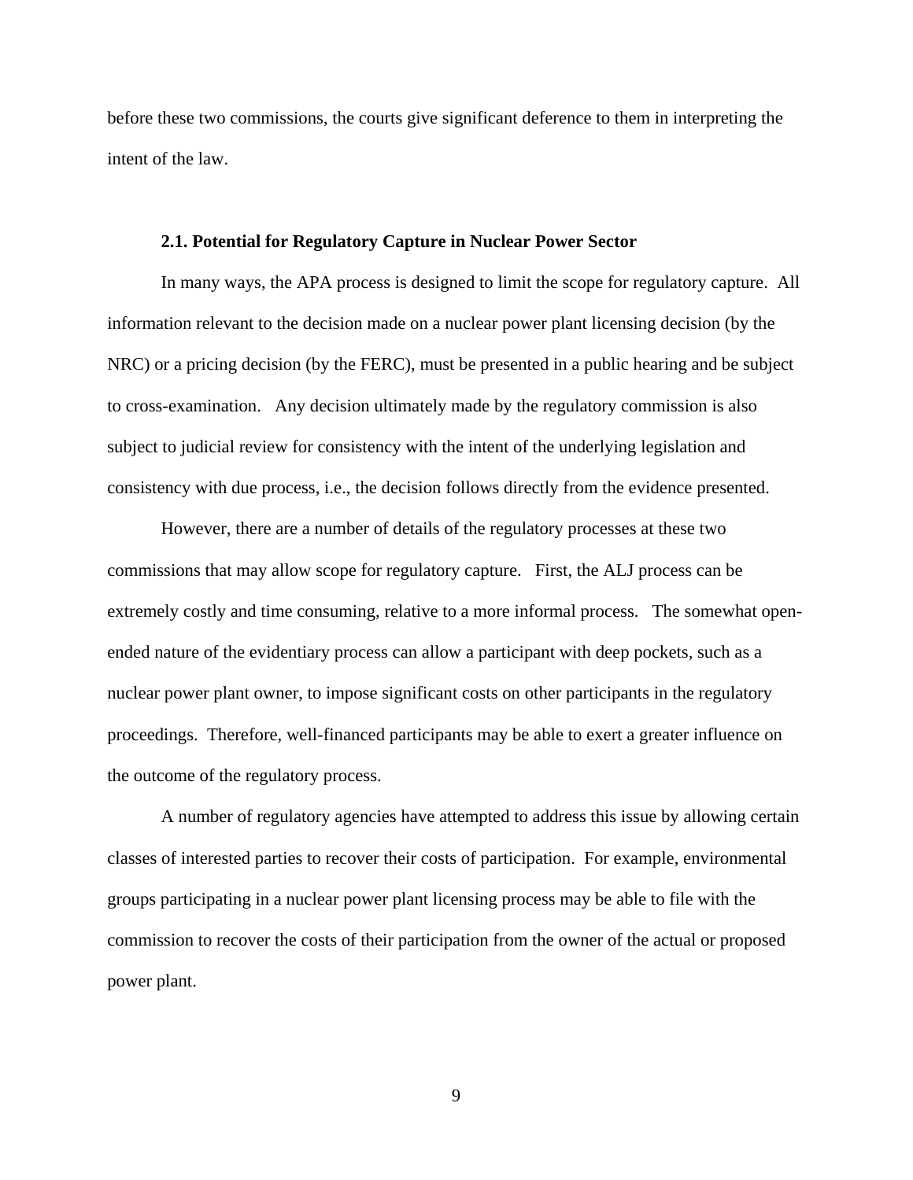before these two commissions, the courts give significant deference to them in interpreting the intent of the law.

### 2.1. Potential for Regulatory Capture in Nuclear Power Sector

In many ways, the APA process is designed to limit the scope for regulatory capture. All information relevant to the decision made on a nuclear power plant licensing decision (by the NRC) or a pricing decision (by the FERC), must be presented in a public hearing and be subject to cross-examination. Any decision ultimately made by the regulatory commission is also subject to judicial review for consistency with the intent of the underlying legislation and consistency with due process, i.e., the decision follows directly from the evidence presented.

However, there are a number of details of the regulatory processes at these two commissions that may allow scope for regulatory capture. First, the ALJ process can be extremely costly and time consuming, relative to a more informal process. The somewhat open-ended nature of the evidentiary process can allow a participant with deep pockets, such as a nuclear power plant owner, to impose significant costs on other participants in the regulatory proceedings. Therefore, well-financed participants may be able to exert a greater influence on the outcome of the regulatory process.

A number of regulatory agencies have attempted to address this issue by allowing certain classes of interested parties to recover their costs of participation. For example, environmental groups participating in a nuclear power plant licensing process may be able to file with the commission to recover the costs of their participation from the owner of the actual or proposed power plant.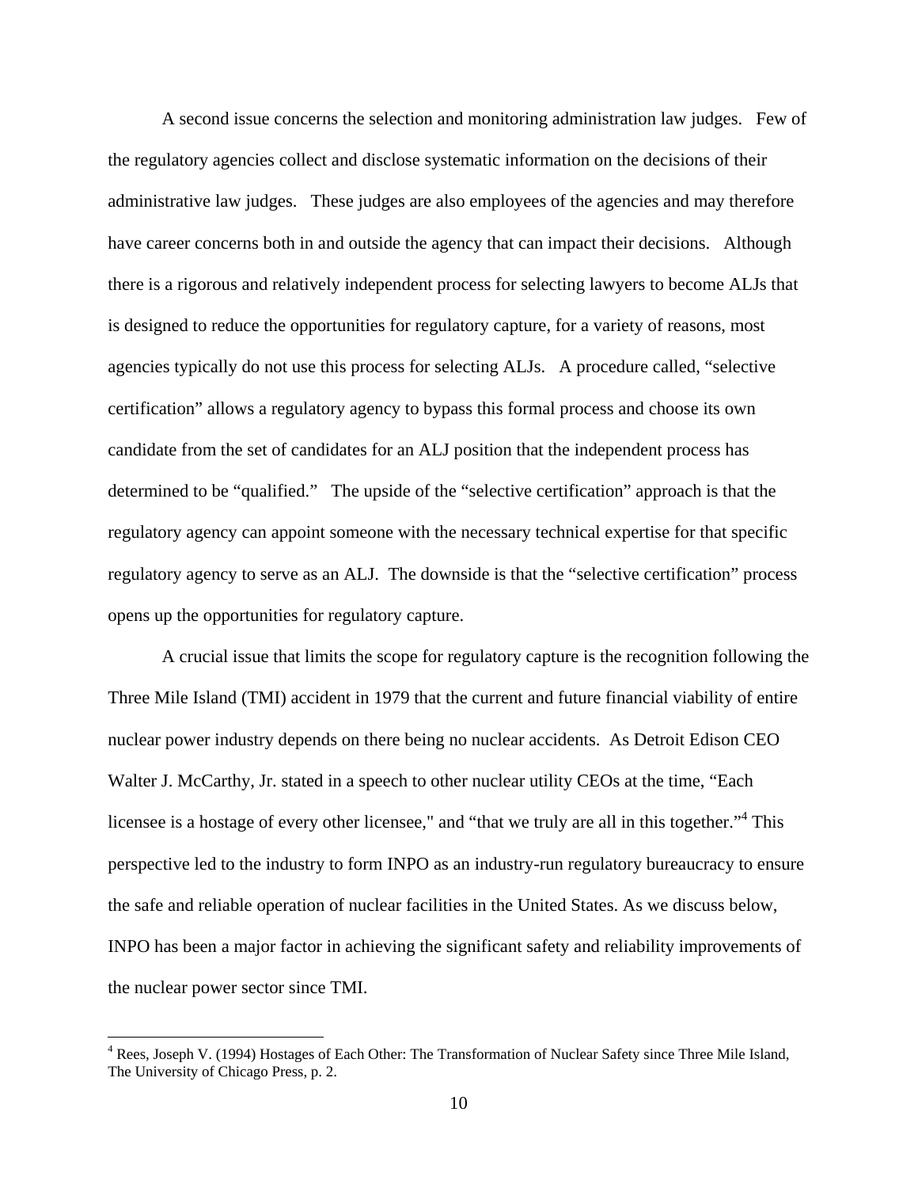A second issue concerns the selection and monitoring administration law judges. Few of the regulatory agencies collect and disclose systematic information on the decisions of their administrative law judges. These judges are also employees of the agencies and may therefore have career concerns both in and outside the agency that can impact their decisions. Although there is a rigorous and relatively independent process for selecting lawyers to become ALJs that is designed to reduce the opportunities for regulatory capture, for a variety of reasons, most agencies typically do not use this process for selecting ALJs. A procedure called, "selective certification" allows a regulatory agency to bypass this formal process and choose its own candidate from the set of candidates for an ALJ position that the independent process has determined to be "qualified." The upside of the "selective certification" approach is that the regulatory agency can appoint someone with the necessary technical expertise for that specific regulatory agency to serve as an ALJ. The downside is that the "selective certification" process opens up the opportunities for regulatory capture.

A crucial issue that limits the scope for regulatory capture is the recognition following the Three Mile Island (TMI) accident in 1979 that the current and future financial viability of entire nuclear power industry depends on there being no nuclear accidents. As Detroit Edison CEO Walter J. McCarthy, Jr. stated in a speech to other nuclear utility CEOs at the time, "Each licensee is a hostage of every other licensee," and "that we truly are all in this together."[4] This perspective led to the industry to form INPO as an industry-run regulatory bureaucracy to ensure the safe and reliable operation of nuclear facilities in the United States. As we discuss below, INPO has been a major factor in achieving the significant safety and reliability improvements of the nuclear power sector since TMI.

---

[4] Rees, Joseph V. (1994) Hostages of Each Other: The Transformation of Nuclear Safety since Three Mile Island, The University of Chicago Press, p. 2.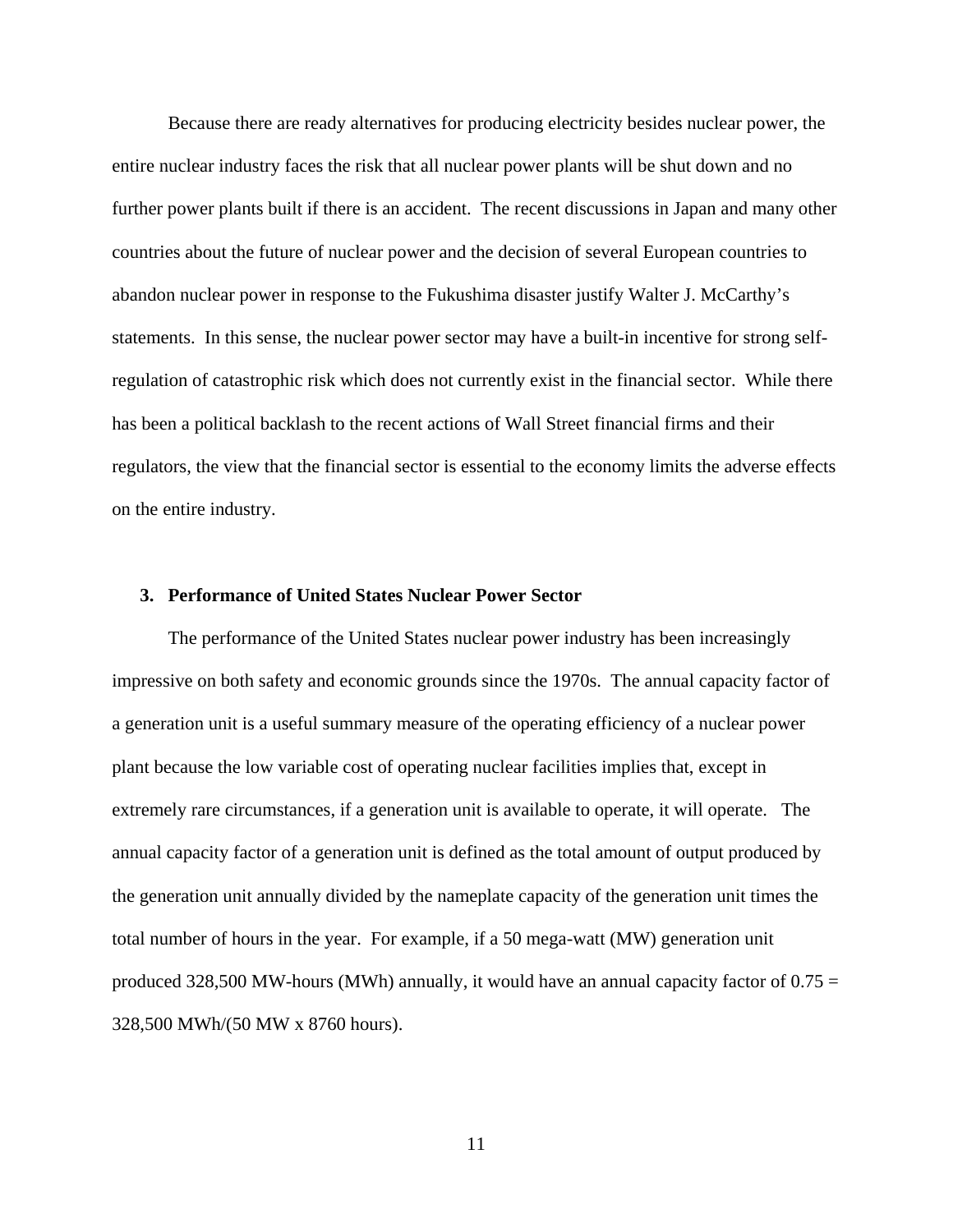Because there are ready alternatives for producing electricity besides nuclear power, the entire nuclear industry faces the risk that all nuclear power plants will be shut down and no further power plants built if there is an accident. The recent discussions in Japan and many other countries about the future of nuclear power and the decision of several European countries to abandon nuclear power in response to the Fukushima disaster justify Walter J. McCarthy's statements. In this sense, the nuclear power sector may have a built-in incentive for strong self-regulation of catastrophic risk which does not currently exist in the financial sector. While there has been a political backlash to the recent actions of Wall Street financial firms and their regulators, the view that the financial sector is essential to the economy limits the adverse effects on the entire industry.

## 3. Performance of United States Nuclear Power Sector

The performance of the United States nuclear power industry has been increasingly impressive on both safety and economic grounds since the 1970s. The annual capacity factor of a generation unit is a useful summary measure of the operating efficiency of a nuclear power plant because the low variable cost of operating nuclear facilities implies that, except in extremely rare circumstances, if a generation unit is available to operate, it will operate. The annual capacity factor of a generation unit is defined as the total amount of output produced by the generation unit annually divided by the nameplate capacity of the generation unit times the total number of hours in the year. For example, if a 50 mega-watt (MW) generation unit produced 328,500 MW-hours (MWh) annually, it would have an annual capacity factor of 0.75 = 328,500 MWh/(50 MW x 8760 hours).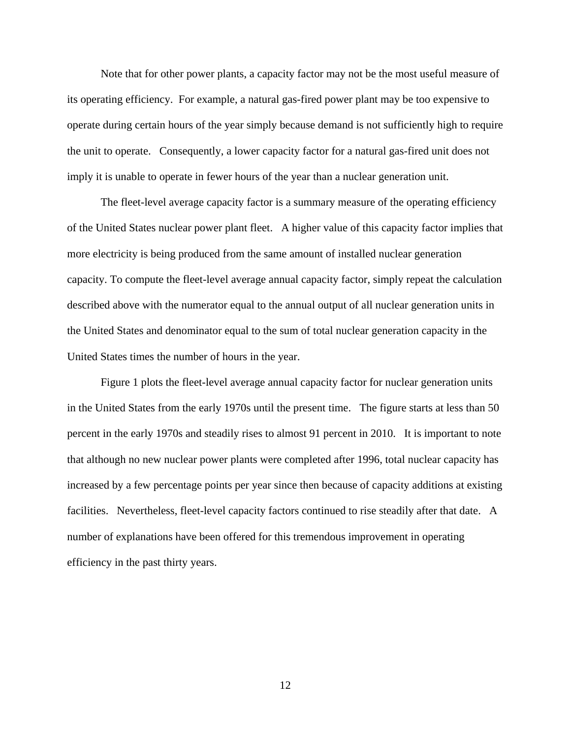Note that for other power plants, a capacity factor may not be the most useful measure of its operating efficiency. For example, a natural gas-fired power plant may be too expensive to operate during certain hours of the year simply because demand is not sufficiently high to require the unit to operate. Consequently, a lower capacity factor for a natural gas-fired unit does not imply it is unable to operate in fewer hours of the year than a nuclear generation unit.

The fleet-level average capacity factor is a summary measure of the operating efficiency of the United States nuclear power plant fleet. A higher value of this capacity factor implies that more electricity is being produced from the same amount of installed nuclear generation capacity. To compute the fleet-level average annual capacity factor, simply repeat the calculation described above with the numerator equal to the annual output of all nuclear generation units in the United States and denominator equal to the sum of total nuclear generation capacity in the United States times the number of hours in the year.

Figure 1 plots the fleet-level average annual capacity factor for nuclear generation units in the United States from the early 1970s until the present time. The figure starts at less than 50 percent in the early 1970s and steadily rises to almost 91 percent in 2010. It is important to note that although no new nuclear power plants were completed after 1996, total nuclear capacity has increased by a few percentage points per year since then because of capacity additions at existing facilities. Nevertheless, fleet-level capacity factors continued to rise steadily after that date. A number of explanations have been offered for this tremendous improvement in operating efficiency in the past thirty years.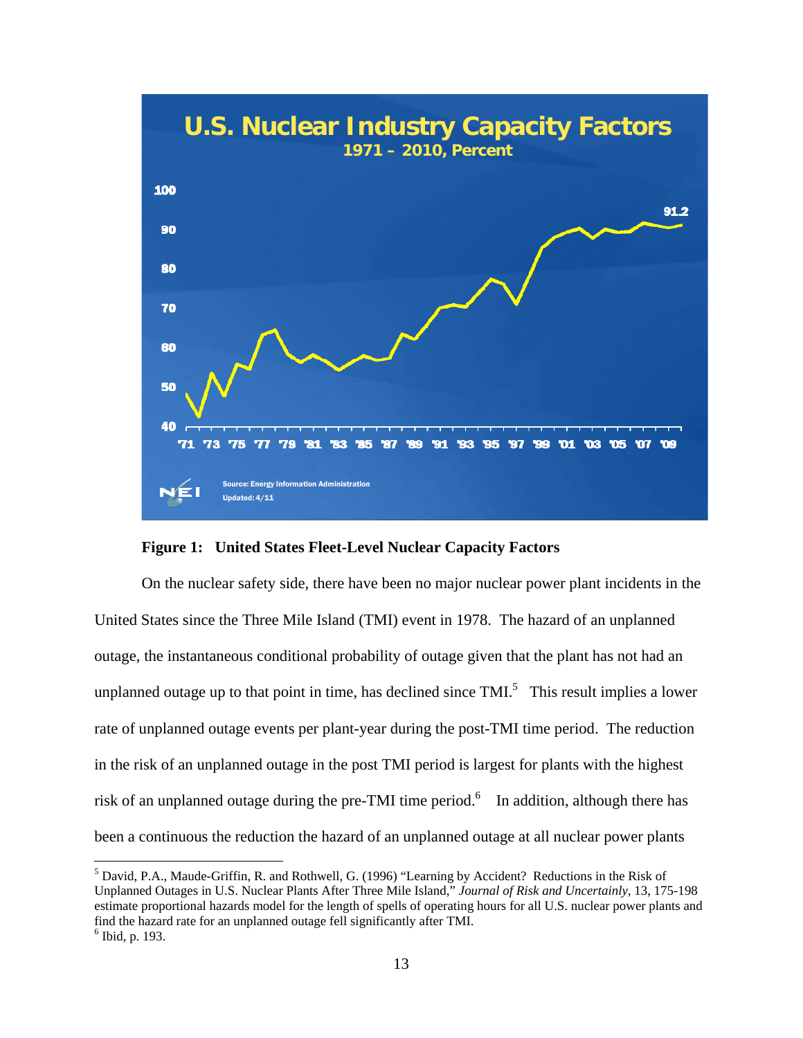**Figure 1: United States Fleet-Level Nuclear Capacity Factors**

On the nuclear safety side, there have been no major nuclear power plant incidents in the United States since the Three Mile Island (TMI) event in 1978. The hazard of an unplanned outage, the instantaneous conditional probability of outage given that the plant has not had an unplanned outage up to that point in time, has declined since TMI.[5] This result implies a lower rate of unplanned outage events per plant-year during the post-TMI time period. The reduction in the risk of an unplanned outage in the post TMI period is largest for plants with the highest risk of an unplanned outage during the pre-TMI time period.[6] In addition, although there has been a continuous the reduction the hazard of an unplanned outage at all nuclear power plants

---

[5] David, P.A., Maude-Griffin, R. and Rothwell, G. (1996) "Learning by Accident? Reductions in the Risk of Unplanned Outages in U.S. Nuclear Plants After Three Mile Island," *Journal of Risk and Uncertainly*, 13, 175-198 estimate proportional hazards model for the length of spells of operating hours for all U.S. nuclear power plants and find the hazard rate for an unplanned outage fell significantly after TMI.

[6] Ibid, p. 193.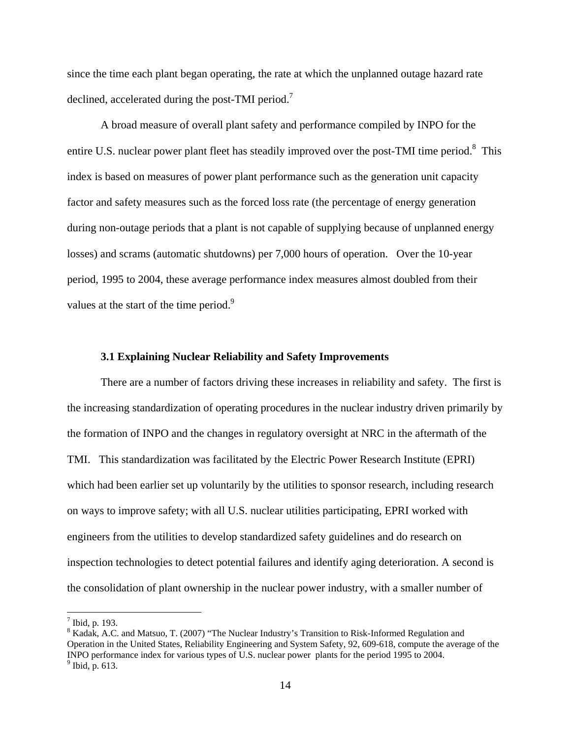since the time each plant began operating, the rate at which the unplanned outage hazard rate declined, accelerated during the post-TMI period.[7]

A broad measure of overall plant safety and performance compiled by INPO for the entire U.S. nuclear power plant fleet has steadily improved over the post-TMI time period.[8] This index is based on measures of power plant performance such as the generation unit capacity factor and safety measures such as the forced loss rate (the percentage of energy generation during non-outage periods that a plant is not capable of supplying because of unplanned energy losses) and scrams (automatic shutdowns) per 7,000 hours of operation. Over the 10-year period, 1995 to 2004, these average performance index measures almost doubled from their values at the start of the time period.[9]

### 3.1 Explaining Nuclear Reliability and Safety Improvements

There are a number of factors driving these increases in reliability and safety. The first is the increasing standardization of operating procedures in the nuclear industry driven primarily by the formation of INPO and the changes in regulatory oversight at NRC in the aftermath of the TMI. This standardization was facilitated by the Electric Power Research Institute (EPRI) which had been earlier set up voluntarily by the utilities to sponsor research, including research on ways to improve safety; with all U.S. nuclear utilities participating, EPRI worked with engineers from the utilities to develop standardized safety guidelines and do research on inspection technologies to detect potential failures and identify aging deterioration. A second is the consolidation of plant ownership in the nuclear power industry, with a smaller number of

---

[7] Ibid, p. 193.

[8] Kadak, A.C. and Matsuo, T. (2007) "The Nuclear Industry's Transition to Risk-Informed Regulation and Operation in the United States, Reliability Engineering and System Safety, 92, 609-618, compute the average of the INPO performance index for various types of U.S. nuclear power plants for the period 1995 to 2004.

[9] Ibid, p. 613.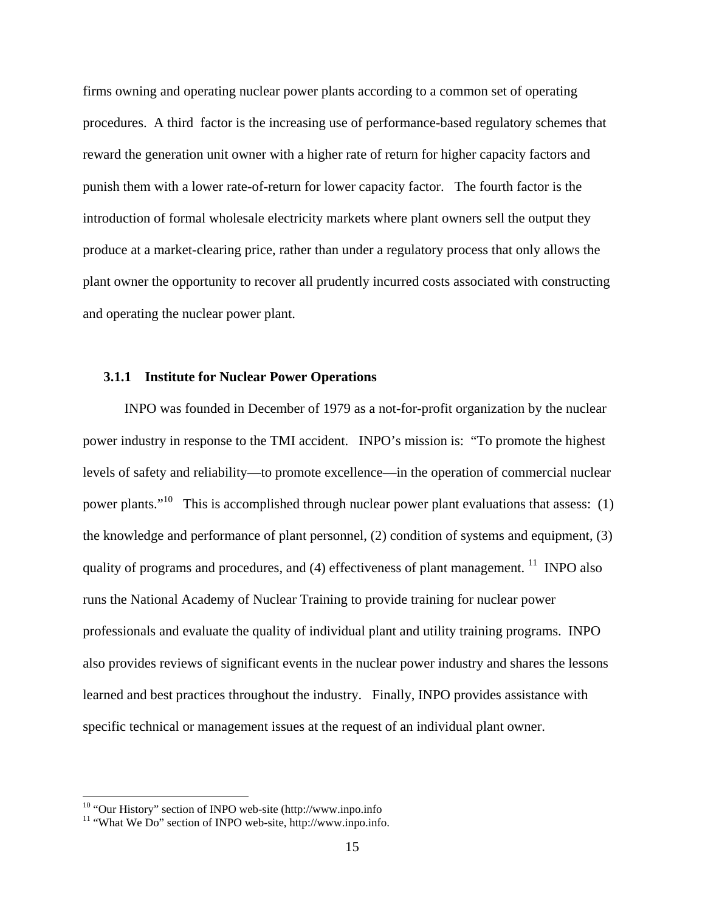firms owning and operating nuclear power plants according to a common set of operating procedures. A third factor is the increasing use of performance-based regulatory schemes that reward the generation unit owner with a higher rate of return for higher capacity factors and punish them with a lower rate-of-return for lower capacity factor. The fourth factor is the introduction of formal wholesale electricity markets where plant owners sell the output they produce at a market-clearing price, rather than under a regulatory process that only allows the plant owner the opportunity to recover all prudently incurred costs associated with constructing and operating the nuclear power plant.

### 3.1.1 Institute for Nuclear Power Operations

INPO was founded in December of 1979 as a not-for-profit organization by the nuclear power industry in response to the TMI accident. INPO's mission is: "To promote the highest levels of safety and reliability—to promote excellence—in the operation of commercial nuclear power plants."[10] This is accomplished through nuclear power plant evaluations that assess: (1) the knowledge and performance of plant personnel, (2) condition of systems and equipment, (3) quality of programs and procedures, and (4) effectiveness of plant management.[11] INPO also runs the National Academy of Nuclear Training to provide training for nuclear power professionals and evaluate the quality of individual plant and utility training programs. INPO also provides reviews of significant events in the nuclear power industry and shares the lessons learned and best practices throughout the industry. Finally, INPO provides assistance with specific technical or management issues at the request of an individual plant owner.

---

[10] "Our History" section of INPO web-site (http://www.inpo.info

[11] "What We Do" section of INPO web-site, http://www.inpo.info.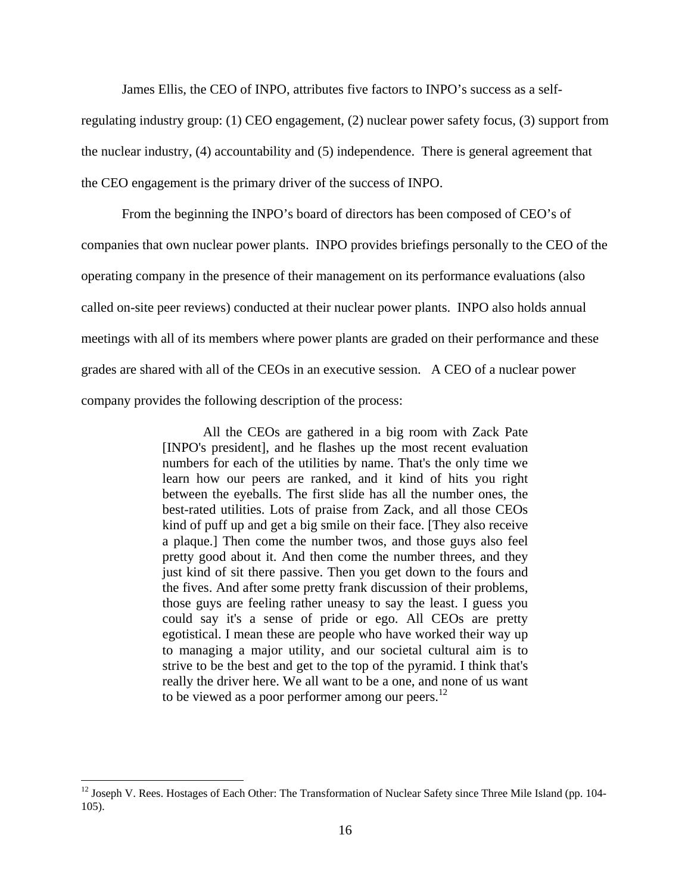James Ellis, the CEO of INPO, attributes five factors to INPO's success as a self-regulating industry group: (1) CEO engagement, (2) nuclear power safety focus, (3) support from the nuclear industry, (4) accountability and (5) independence. There is general agreement that the CEO engagement is the primary driver of the success of INPO.

From the beginning the INPO's board of directors has been composed of CEO's of companies that own nuclear power plants. INPO provides briefings personally to the CEO of the operating company in the presence of their management on its performance evaluations (also called on-site peer reviews) conducted at their nuclear power plants. INPO also holds annual meetings with all of its members where power plants are graded on their performance and these grades are shared with all of the CEOs in an executive session. A CEO of a nuclear power company provides the following description of the process:

> All the CEOs are gathered in a big room with Zack Pate [INPO's president], and he flashes up the most recent evaluation numbers for each of the utilities by name. That's the only time we learn how our peers are ranked, and it kind of hits you right between the eyeballs. The first slide has all the number ones, the best-rated utilities. Lots of praise from Zack, and all those CEOs kind of puff up and get a big smile on their face. [They also receive a plaque.] Then come the number twos, and those guys also feel pretty good about it. And then come the number threes, and they just kind of sit there passive. Then you get down to the fours and the fives. And after some pretty frank discussion of their problems, those guys are feeling rather uneasy to say the least. I guess you could say it's a sense of pride or ego. All CEOs are pretty egotistical. I mean these are people who have worked their way up to managing a major utility, and our societal cultural aim is to strive to be the best and get to the top of the pyramid. I think that's really the driver here. We all want to be a one, and none of us want to be viewed as a poor performer among our peers.[12]

---

[12] Joseph V. Rees. Hostages of Each Other: The Transformation of Nuclear Safety since Three Mile Island (pp. 104-105).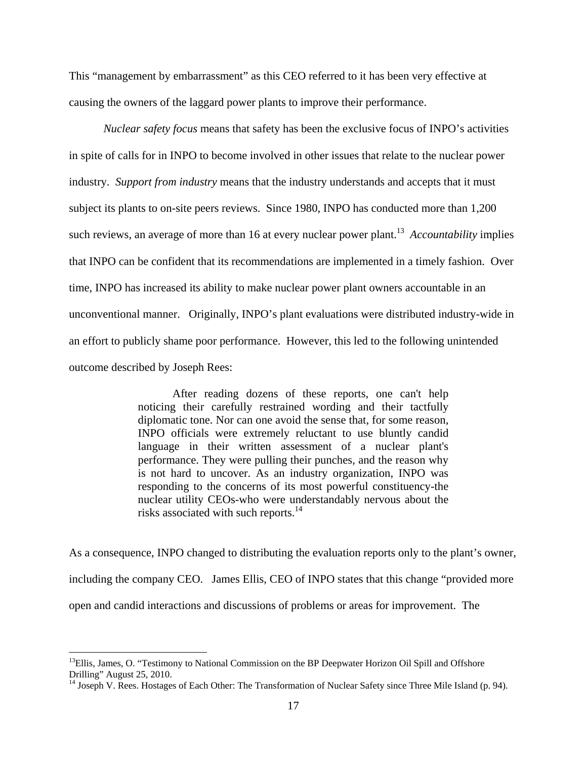This “management by embarrassment” as this CEO referred to it has been very effective at causing the owners of the laggard power plants to improve their performance.

*Nuclear safety focus* means that safety has been the exclusive focus of INPO’s activities in spite of calls for in INPO to become involved in other issues that relate to the nuclear power industry. *Support from industry* means that the industry understands and accepts that it must subject its plants to on-site peers reviews. Since 1980, INPO has conducted more than 1,200 such reviews, an average of more than 16 at every nuclear power plant.[13] *Accountability* implies that INPO can be confident that its recommendations are implemented in a timely fashion. Over time, INPO has increased its ability to make nuclear power plant owners accountable in an unconventional manner. Originally, INPO’s plant evaluations were distributed industry-wide in an effort to publicly shame poor performance. However, this led to the following unintended outcome described by Joseph Rees:

> After reading dozens of these reports, one can't help noticing their carefully restrained wording and their tactfully diplomatic tone. Nor can one avoid the sense that, for some reason, INPO officials were extremely reluctant to use bluntly candid language in their written assessment of a nuclear plant's performance. They were pulling their punches, and the reason why is not hard to uncover. As an industry organization, INPO was responding to the concerns of its most powerful constituency-the nuclear utility CEOs-who were understandably nervous about the risks associated with such reports.[14]

As a consequence, INPO changed to distributing the evaluation reports only to the plant’s owner, including the company CEO. James Ellis, CEO of INPO states that this change “provided more open and candid interactions and discussions of problems or areas for improvement. The

---

[13] Ellis, James, O. “Testimony to National Commission on the BP Deepwater Horizon Oil Spill and Offshore Drilling” August 25, 2010.

[14] Joseph V. Rees. Hostages of Each Other: The Transformation of Nuclear Safety since Three Mile Island (p. 94).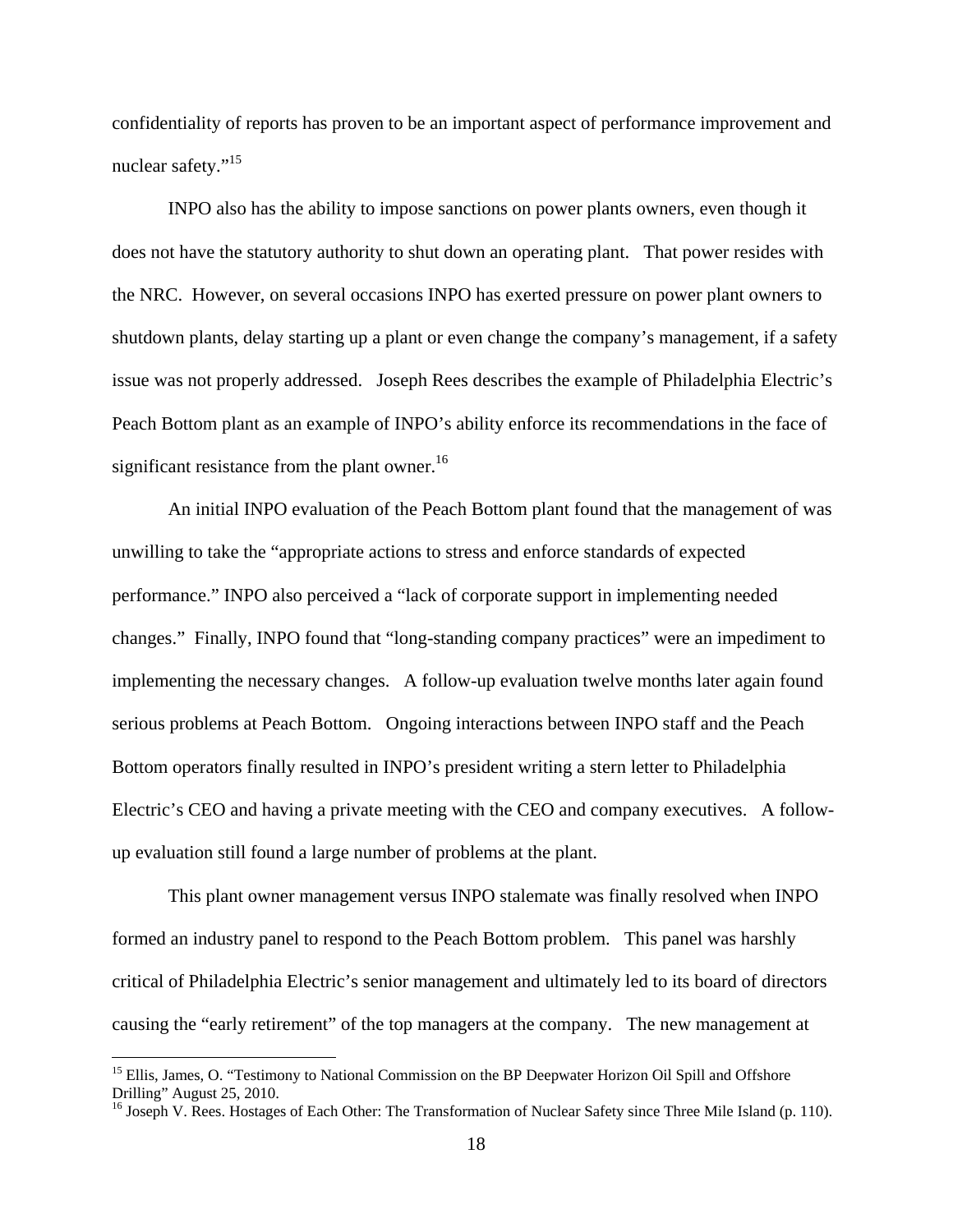confidentiality of reports has proven to be an important aspect of performance improvement and nuclear safety."[15]

INPO also has the ability to impose sanctions on power plants owners, even though it does not have the statutory authority to shut down an operating plant. That power resides with the NRC. However, on several occasions INPO has exerted pressure on power plant owners to shutdown plants, delay starting up a plant or even change the company's management, if a safety issue was not properly addressed. Joseph Rees describes the example of Philadelphia Electric's Peach Bottom plant as an example of INPO's ability enforce its recommendations in the face of significant resistance from the plant owner.[16]

An initial INPO evaluation of the Peach Bottom plant found that the management of was unwilling to take the "appropriate actions to stress and enforce standards of expected performance." INPO also perceived a "lack of corporate support in implementing needed changes." Finally, INPO found that "long-standing company practices" were an impediment to implementing the necessary changes. A follow-up evaluation twelve months later again found serious problems at Peach Bottom. Ongoing interactions between INPO staff and the Peach Bottom operators finally resulted in INPO's president writing a stern letter to Philadelphia Electric's CEO and having a private meeting with the CEO and company executives. A follow-up evaluation still found a large number of problems at the plant.

This plant owner management versus INPO stalemate was finally resolved when INPO formed an industry panel to respond to the Peach Bottom problem. This panel was harshly critical of Philadelphia Electric's senior management and ultimately led to its board of directors causing the "early retirement" of the top managers at the company. The new management at

[15] Ellis, James, O. "Testimony to National Commission on the BP Deepwater Horizon Oil Spill and Offshore Drilling" August 25, 2010.

[16] Joseph V. Rees. Hostages of Each Other: The Transformation of Nuclear Safety since Three Mile Island (p. 110).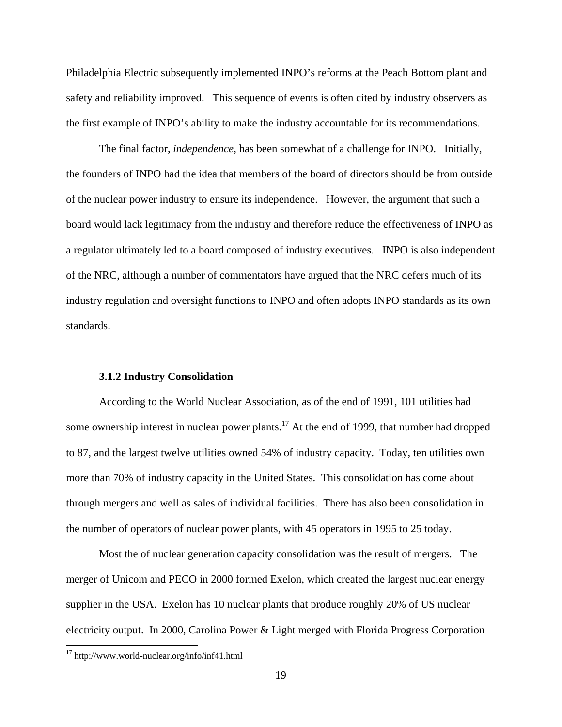Philadelphia Electric subsequently implemented INPO's reforms at the Peach Bottom plant and safety and reliability improved. This sequence of events is often cited by industry observers as the first example of INPO's ability to make the industry accountable for its recommendations.

The final factor, *independence*, has been somewhat of a challenge for INPO. Initially, the founders of INPO had the idea that members of the board of directors should be from outside of the nuclear power industry to ensure its independence. However, the argument that such a board would lack legitimacy from the industry and therefore reduce the effectiveness of INPO as a regulator ultimately led to a board composed of industry executives. INPO is also independent of the NRC, although a number of commentators have argued that the NRC defers much of its industry regulation and oversight functions to INPO and often adopts INPO standards as its own standards.

### 3.1.2 Industry Consolidation

According to the World Nuclear Association, as of the end of 1991, 101 utilities had some ownership interest in nuclear power plants.[17] At the end of 1999, that number had dropped to 87, and the largest twelve utilities owned 54% of industry capacity. Today, ten utilities own more than 70% of industry capacity in the United States. This consolidation has come about through mergers and well as sales of individual facilities. There has also been consolidation in the number of operators of nuclear power plants, with 45 operators in 1995 to 25 today.

Most the of nuclear generation capacity consolidation was the result of mergers. The merger of Unicom and PECO in 2000 formed Exelon, which created the largest nuclear energy supplier in the USA. Exelon has 10 nuclear plants that produce roughly 20% of US nuclear electricity output. In 2000, Carolina Power & Light merged with Florida Progress Corporation

[17] http://www.world-nuclear.org/info/inf41.html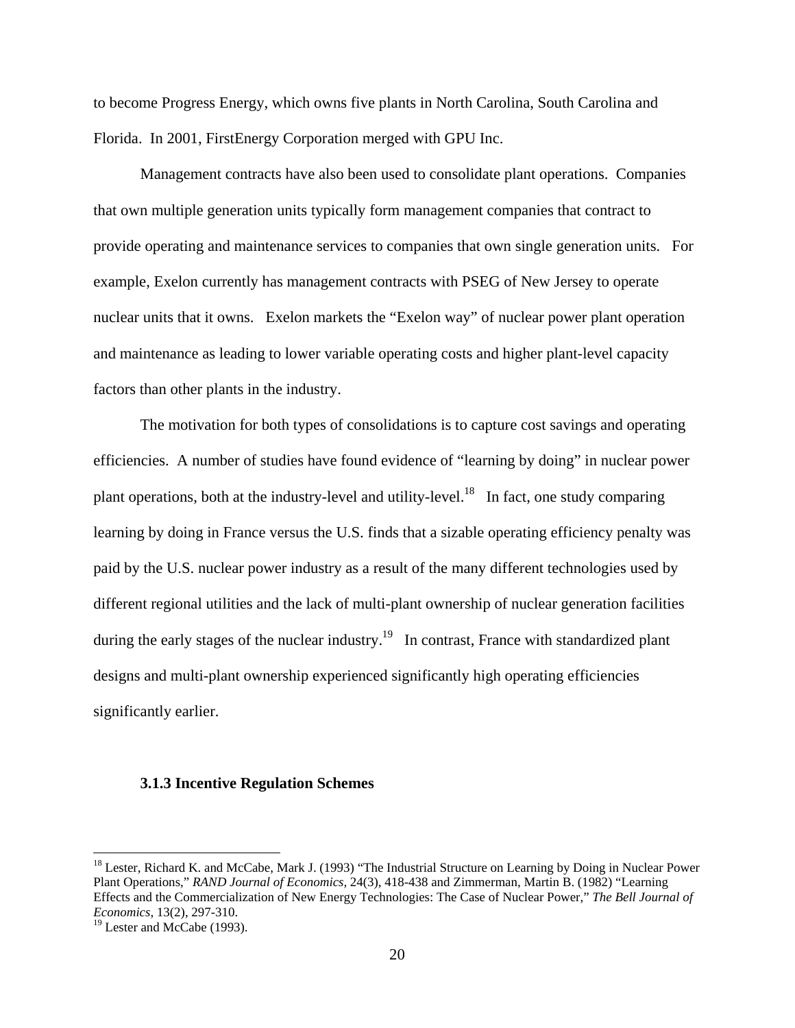to become Progress Energy, which owns five plants in North Carolina, South Carolina and Florida. In 2001, FirstEnergy Corporation merged with GPU Inc.

Management contracts have also been used to consolidate plant operations. Companies that own multiple generation units typically form management companies that contract to provide operating and maintenance services to companies that own single generation units. For example, Exelon currently has management contracts with PSEG of New Jersey to operate nuclear units that it owns. Exelon markets the "Exelon way" of nuclear power plant operation and maintenance as leading to lower variable operating costs and higher plant-level capacity factors than other plants in the industry.

The motivation for both types of consolidations is to capture cost savings and operating efficiencies. A number of studies have found evidence of "learning by doing" in nuclear power plant operations, both at the industry-level and utility-level.[18] In fact, one study comparing learning by doing in France versus the U.S. finds that a sizable operating efficiency penalty was paid by the U.S. nuclear power industry as a result of the many different technologies used by different regional utilities and the lack of multi-plant ownership of nuclear generation facilities during the early stages of the nuclear industry.[19] In contrast, France with standardized plant designs and multi-plant ownership experienced significantly high operating efficiencies significantly earlier.

### 3.1.3 Incentive Regulation Schemes

---

[18] Lester, Richard K. and McCabe, Mark J. (1993) "The Industrial Structure on Learning by Doing in Nuclear Power Plant Operations," *RAND Journal of Economics*, 24(3), 418-438 and Zimmerman, Martin B. (1982) "Learning Effects and the Commercialization of New Energy Technologies: The Case of Nuclear Power," *The Bell Journal of Economics*, 13(2), 297-310.

[19] Lester and McCabe (1993).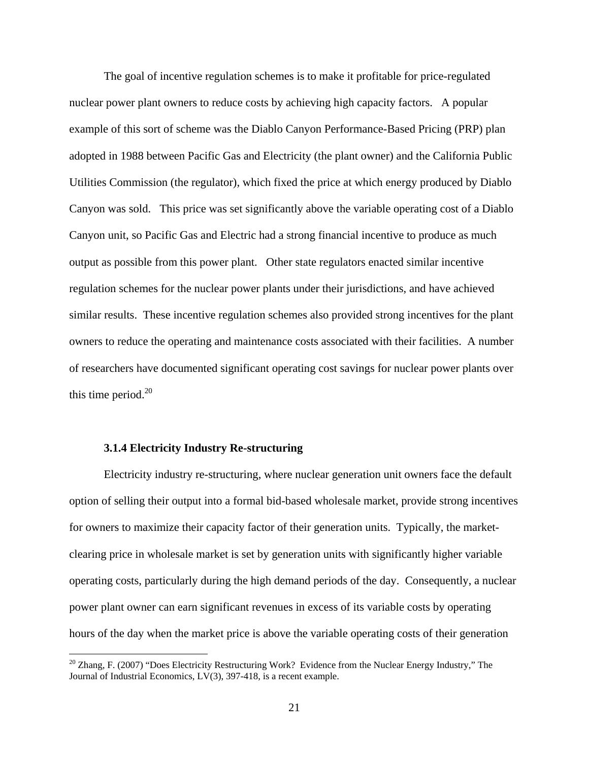The goal of incentive regulation schemes is to make it profitable for price-regulated nuclear power plant owners to reduce costs by achieving high capacity factors. A popular example of this sort of scheme was the Diablo Canyon Performance-Based Pricing (PRP) plan adopted in 1988 between Pacific Gas and Electricity (the plant owner) and the California Public Utilities Commission (the regulator), which fixed the price at which energy produced by Diablo Canyon was sold. This price was set significantly above the variable operating cost of a Diablo Canyon unit, so Pacific Gas and Electric had a strong financial incentive to produce as much output as possible from this power plant. Other state regulators enacted similar incentive regulation schemes for the nuclear power plants under their jurisdictions, and have achieved similar results. These incentive regulation schemes also provided strong incentives for the plant owners to reduce the operating and maintenance costs associated with their facilities. A number of researchers have documented significant operating cost savings for nuclear power plants over this time period.[20]

#### 3.1.4 Electricity Industry Re-structuring

Electricity industry re-structuring, where nuclear generation unit owners face the default option of selling their output into a formal bid-based wholesale market, provide strong incentives for owners to maximize their capacity factor of their generation units. Typically, the market-clearing price in wholesale market is set by generation units with significantly higher variable operating costs, particularly during the high demand periods of the day. Consequently, a nuclear power plant owner can earn significant revenues in excess of its variable costs by operating hours of the day when the market price is above the variable operating costs of their generation

---

[20] Zhang, F. (2007) "Does Electricity Restructuring Work? Evidence from the Nuclear Energy Industry," The Journal of Industrial Economics, LV(3), 397-418, is a recent example.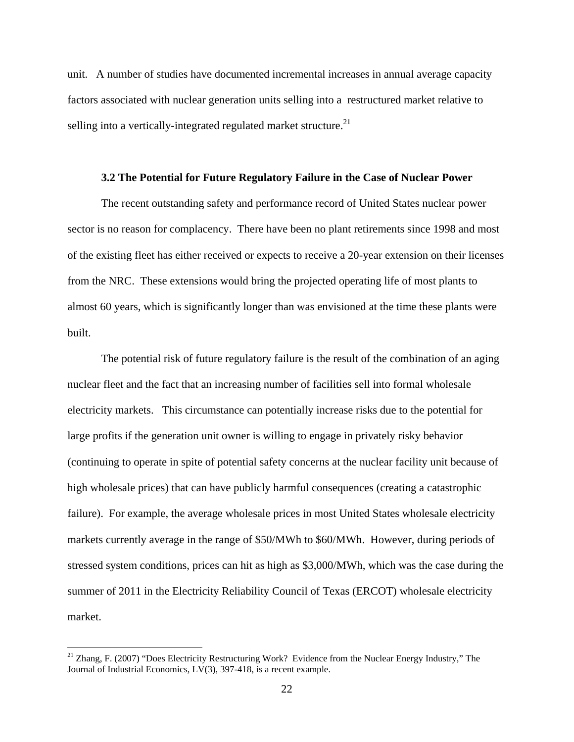unit. A number of studies have documented incremental increases in annual average capacity factors associated with nuclear generation units selling into a restructured market relative to selling into a vertically-integrated regulated market structure.[21]

### 3.2 The Potential for Future Regulatory Failure in the Case of Nuclear Power

The recent outstanding safety and performance record of United States nuclear power sector is no reason for complacency. There have been no plant retirements since 1998 and most of the existing fleet has either received or expects to receive a 20-year extension on their licenses from the NRC. These extensions would bring the projected operating life of most plants to almost 60 years, which is significantly longer than was envisioned at the time these plants were built.

The potential risk of future regulatory failure is the result of the combination of an aging nuclear fleet and the fact that an increasing number of facilities sell into formal wholesale electricity markets. This circumstance can potentially increase risks due to the potential for large profits if the generation unit owner is willing to engage in privately risky behavior (continuing to operate in spite of potential safety concerns at the nuclear facility unit because of high wholesale prices) that can have publicly harmful consequences (creating a catastrophic failure). For example, the average wholesale prices in most United States wholesale electricity markets currently average in the range of \$50/MWh to \$60/MWh. However, during periods of stressed system conditions, prices can hit as high as \$3,000/MWh, which was the case during the summer of 2011 in the Electricity Reliability Council of Texas (ERCOT) wholesale electricity market.

---

[21] Zhang, F. (2007) "Does Electricity Restructuring Work? Evidence from the Nuclear Energy Industry," The Journal of Industrial Economics, LV(3), 397-418, is a recent example.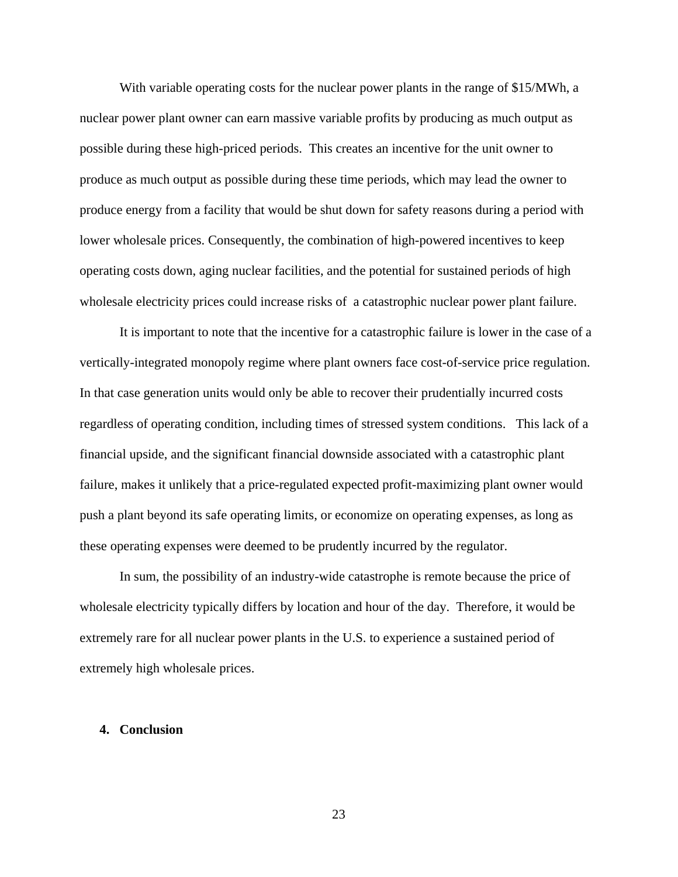With variable operating costs for the nuclear power plants in the range of $15/MWh, a nuclear power plant owner can earn massive variable profits by producing as much output as possible during these high-priced periods. This creates an incentive for the unit owner to produce as much output as possible during these time periods, which may lead the owner to produce energy from a facility that would be shut down for safety reasons during a period with lower wholesale prices. Consequently, the combination of high-powered incentives to keep operating costs down, aging nuclear facilities, and the potential for sustained periods of high wholesale electricity prices could increase risks of a catastrophic nuclear power plant failure.

It is important to note that the incentive for a catastrophic failure is lower in the case of a vertically-integrated monopoly regime where plant owners face cost-of-service price regulation. In that case generation units would only be able to recover their prudentially incurred costs regardless of operating condition, including times of stressed system conditions. This lack of a financial upside, and the significant financial downside associated with a catastrophic plant failure, makes it unlikely that a price-regulated expected profit-maximizing plant owner would push a plant beyond its safe operating limits, or economize on operating expenses, as long as these operating expenses were deemed to be prudently incurred by the regulator.

In sum, the possibility of an industry-wide catastrophe is remote because the price of wholesale electricity typically differs by location and hour of the day. Therefore, it would be extremely rare for all nuclear power plants in the U.S. to experience a sustained period of extremely high wholesale prices.

## 4. Conclusion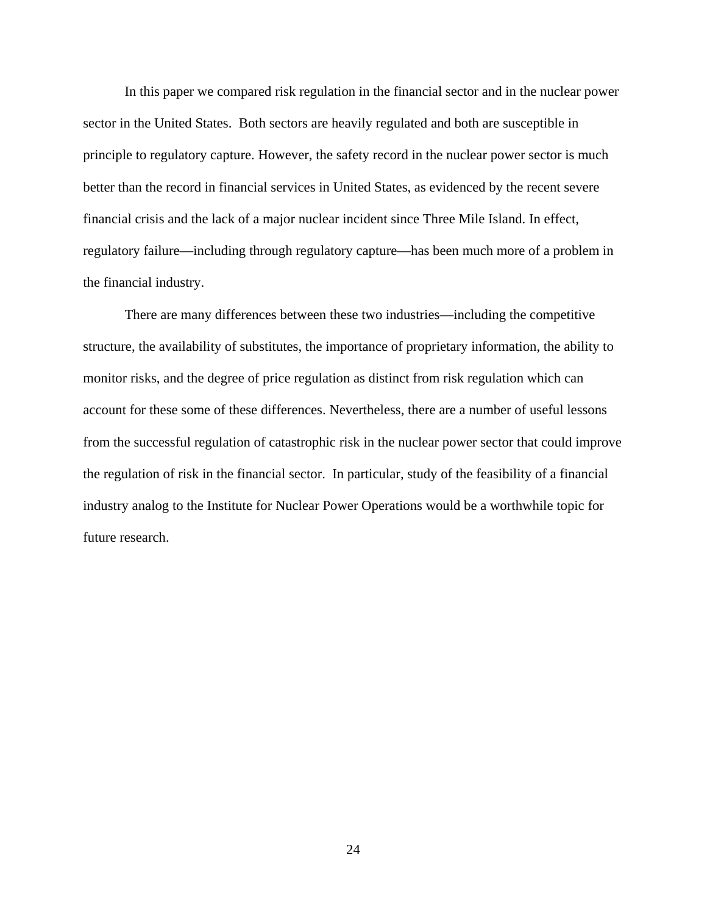In this paper we compared risk regulation in the financial sector and in the nuclear power sector in the United States. Both sectors are heavily regulated and both are susceptible in principle to regulatory capture. However, the safety record in the nuclear power sector is much better than the record in financial services in United States, as evidenced by the recent severe financial crisis and the lack of a major nuclear incident since Three Mile Island. In effect, regulatory failure—including through regulatory capture—has been much more of a problem in the financial industry.

There are many differences between these two industries—including the competitive structure, the availability of substitutes, the importance of proprietary information, the ability to monitor risks, and the degree of price regulation as distinct from risk regulation which can account for these some of these differences. Nevertheless, there are a number of useful lessons from the successful regulation of catastrophic risk in the nuclear power sector that could improve the regulation of risk in the financial sector. In particular, study of the feasibility of a financial industry analog to the Institute for Nuclear Power Operations would be a worthwhile topic for future research.